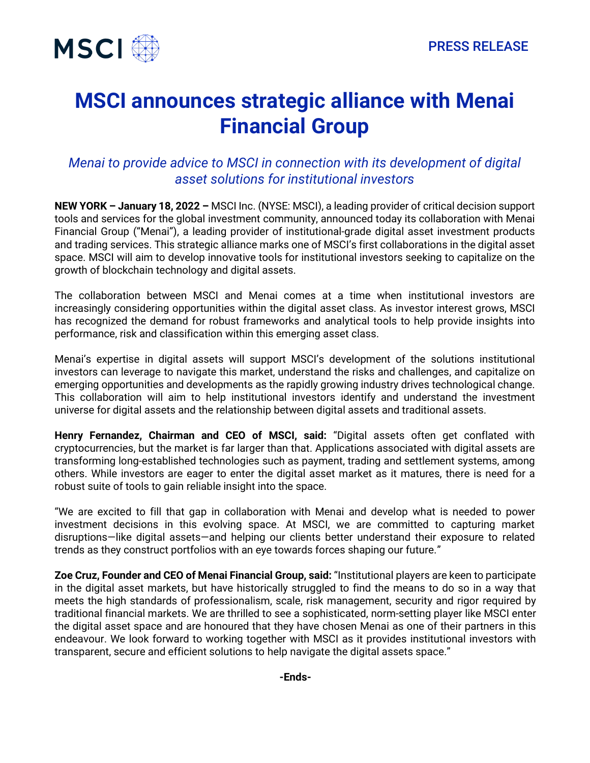MSCI

PRESS RELEASE

# MSCI announces strategic alliance with Menai Financial Group

*Menai to provide advice to MSCI in connection with its development of digital asset solutions for institutional investors*

**NEW YORK – January 18, 2022 –** MSCI Inc. (NYSE: MSCI), a leading provider of critical decision support tools and services for the global investment community, announced today its collaboration with Menai Financial Group ("Menai"), a leading provider of institutional-grade digital asset investment products and trading services. This strategic alliance marks one of MSCI's first collaborations in the digital asset space. MSCI will aim to develop innovative tools for institutional investors seeking to capitalize on the growth of blockchain technology and digital assets.

The collaboration between MSCI and Menai comes at a time when institutional investors are increasingly considering opportunities within the digital asset class. As investor interest grows, MSCI has recognized the demand for robust frameworks and analytical tools to help provide insights into performance, risk and classification within this emerging asset class.

Menai's expertise in digital assets will support MSCI's development of the solutions institutional investors can leverage to navigate this market, understand the risks and challenges, and capitalize on emerging opportunities and developments as the rapidly growing industry drives technological change. This collaboration will aim to help institutional investors identify and understand the investment universe for digital assets and the relationship between digital assets and traditional assets.

**Henry Fernandez, Chairman and CEO of MSCI, said:** "Digital assets often get conflated with cryptocurrencies, but the market is far larger than that. Applications associated with digital assets are transforming long-established technologies such as payment, trading and settlement systems, among others. While investors are eager to enter the digital asset market as it matures, there is need for a robust suite of tools to gain reliable insight into the space.

"We are excited to fill that gap in collaboration with Menai and develop what is needed to power investment decisions in this evolving space. At MSCI, we are committed to capturing market disruptions—like digital assets—and helping our clients better understand their exposure to related trends as they construct portfolios with an eye towards forces shaping our future."

**Zoe Cruz, Founder and CEO of Menai Financial Group, said:** "Institutional players are keen to participate in the digital asset markets, but have historically struggled to find the means to do so in a way that meets the high standards of professionalism, scale, risk management, security and rigor required by traditional financial markets. We are thrilled to see a sophisticated, norm-setting player like MSCI enter the digital asset space and are honoured that they have chosen Menai as one of their partners in this endeavour. We look forward to working together with MSCI as it provides institutional investors with transparent, secure and efficient solutions to help navigate the digital assets space."

**-Ends-**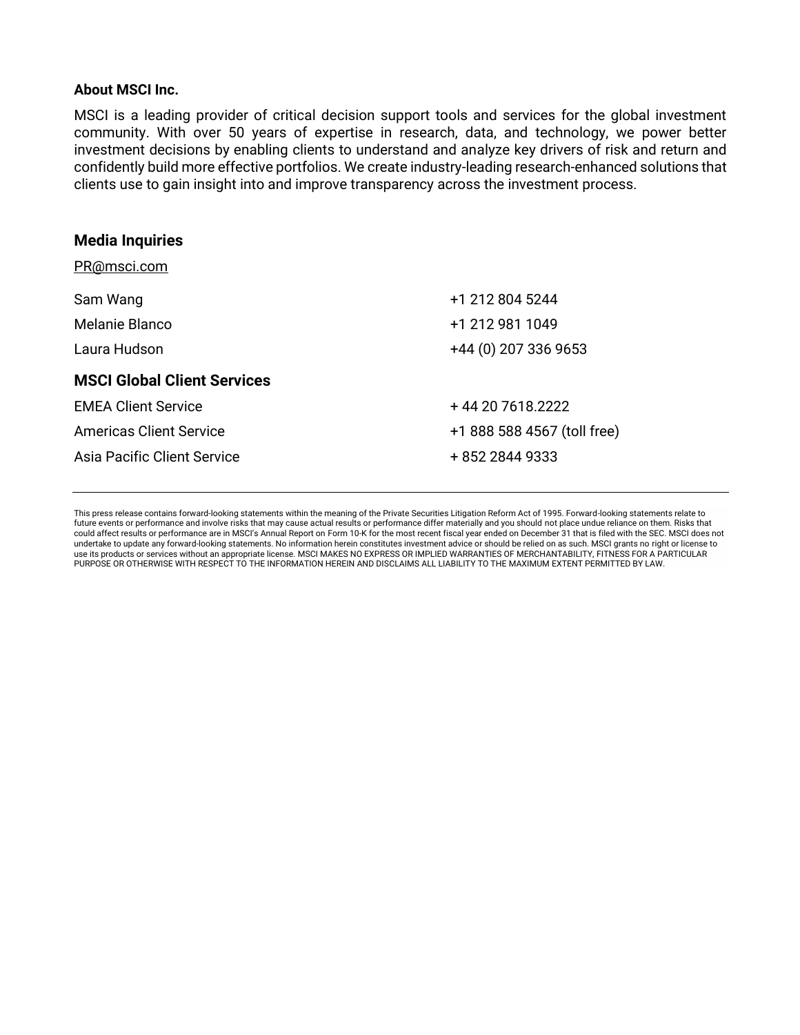**About MSCI Inc.**

MSCI is a leading provider of critical decision support tools and services for the global investment community. With over 50 years of expertise in research, data, and technology, we power better investment decisions by enabling clients to understand and analyze key drivers of risk and return and confidently build more effective portfolios. We create industry-leading research-enhanced solutions that clients use to gain insight into and improve transparency across the investment process.

## Media Inquiries

PR@msci.com

| | |
|---|---|
| Sam Wang | +1 212 804 5244 |
| Melanie Blanco | +1 212 981 1049 |
| Laura Hudson | +44 (0) 207 336 9653 |

## MSCI Global Client Services

| | |
|---|---|
| EMEA Client Service | + 44 20 7618.2222 |
| Americas Client Service | +1 888 588 4567 (toll free) |
| Asia Pacific Client Service | + 852 2844 9333 |

---

This press release contains forward-looking statements within the meaning of the Private Securities Litigation Reform Act of 1995. Forward-looking statements relate to future events or performance and involve risks that may cause actual results or performance differ materially and you should not place undue reliance on them. Risks that could affect results or performance are in MSCI's Annual Report on Form 10-K for the most recent fiscal year ended on December 31 that is filed with the SEC. MSCI does not undertake to update any forward-looking statements. No information herein constitutes investment advice or should be relied on as such. MSCI grants no right or license to use its products or services without an appropriate license. MSCI MAKES NO EXPRESS OR IMPLIED WARRANTIES OF MERCHANTABILITY, FITNESS FOR A PARTICULAR PURPOSE OR OTHERWISE WITH RESPECT TO THE INFORMATION HEREIN AND DISCLAIMS ALL LIABILITY TO THE MAXIMUM EXTENT PERMITTED BY LAW.